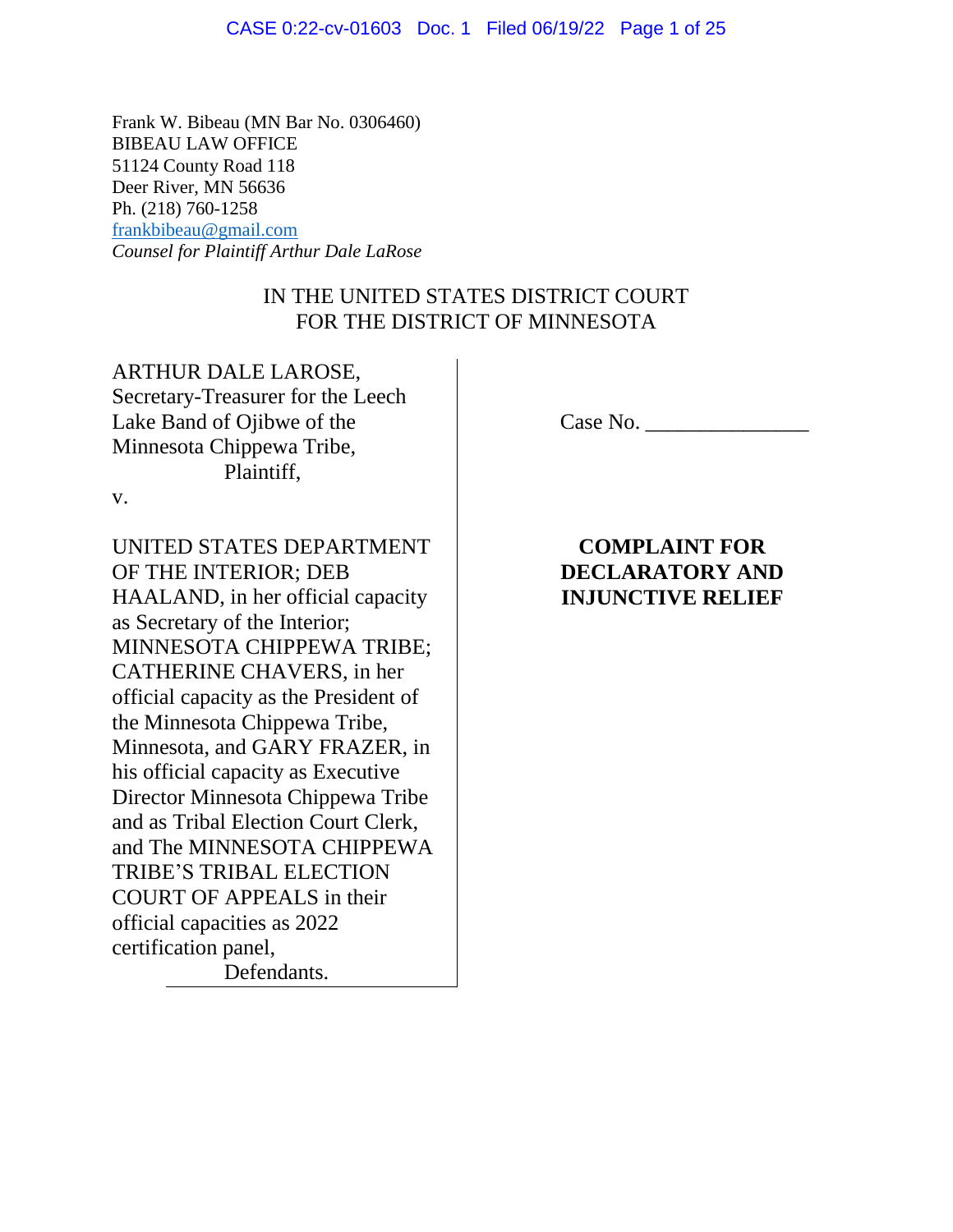Frank W. Bibeau (MN Bar No. 0306460)
BIBEAU LAW OFFICE
51124 County Road 118
Deer River, MN 56636
Ph. (218) 760-1258
frankbibeau@gmail.com
*Counsel for Plaintiff Arthur Dale LaRose*

IN THE UNITED STATES DISTRICT COURT
FOR THE DISTRICT OF MINNESOTA

ARTHUR DALE LAROSE, Secretary-Treasurer for the Leech Lake Band of Ojibwe of the Minnesota Chippewa Tribe,
Plaintiff,

v.

UNITED STATES DEPARTMENT OF THE INTERIOR; DEB HAALAND, in her official capacity as Secretary of the Interior; MINNESOTA CHIPPEWA TRIBE; CATHERINE CHAVERS, in her official capacity as the President of the Minnesota Chippewa Tribe, Minnesota, and GARY FRAZER, in his official capacity as Executive Director Minnesota Chippewa Tribe and as Tribal Election Court Clerk, and The MINNESOTA CHIPPEWA TRIBE'S TRIBAL ELECTION COURT OF APPEALS in their official capacities as 2022 certification panel,
Defendants.

Case No. _______________

**COMPLAINT FOR DECLARATORY AND INJUNCTIVE RELIEF**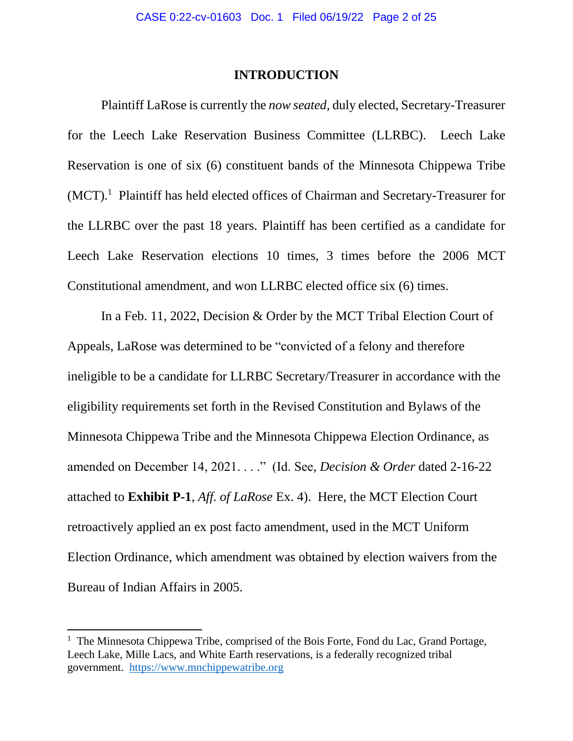## INTRODUCTION

Plaintiff LaRose is currently the *now seated*, duly elected, Secretary-Treasurer for the Leech Lake Reservation Business Committee (LLRBC). Leech Lake Reservation is one of six (6) constituent bands of the Minnesota Chippewa Tribe (MCT).[1] Plaintiff has held elected offices of Chairman and Secretary-Treasurer for the LLRBC over the past 18 years. Plaintiff has been certified as a candidate for Leech Lake Reservation elections 10 times, 3 times before the 2006 MCT Constitutional amendment, and won LLRBC elected office six (6) times.

In a Feb. 11, 2022, Decision & Order by the MCT Tribal Election Court of Appeals, LaRose was determined to be "convicted of a felony and therefore ineligible to be a candidate for LLRBC Secretary/Treasurer in accordance with the eligibility requirements set forth in the Revised Constitution and Bylaws of the Minnesota Chippewa Tribe and the Minnesota Chippewa Election Ordinance, as amended on December 14, 2021. . . ." (Id. See, *Decision & Order* dated 2-16-22 attached to **Exhibit P-1**, *Aff. of LaRose* Ex. 4). Here, the MCT Election Court retroactively applied an ex post facto amendment, used in the MCT Uniform Election Ordinance, which amendment was obtained by election waivers from the Bureau of Indian Affairs in 2005.

---

[1] The Minnesota Chippewa Tribe, comprised of the Bois Forte, Fond du Lac, Grand Portage, Leech Lake, Mille Lacs, and White Earth reservations, is a federally recognized tribal government. https://www.mnchippewatribe.org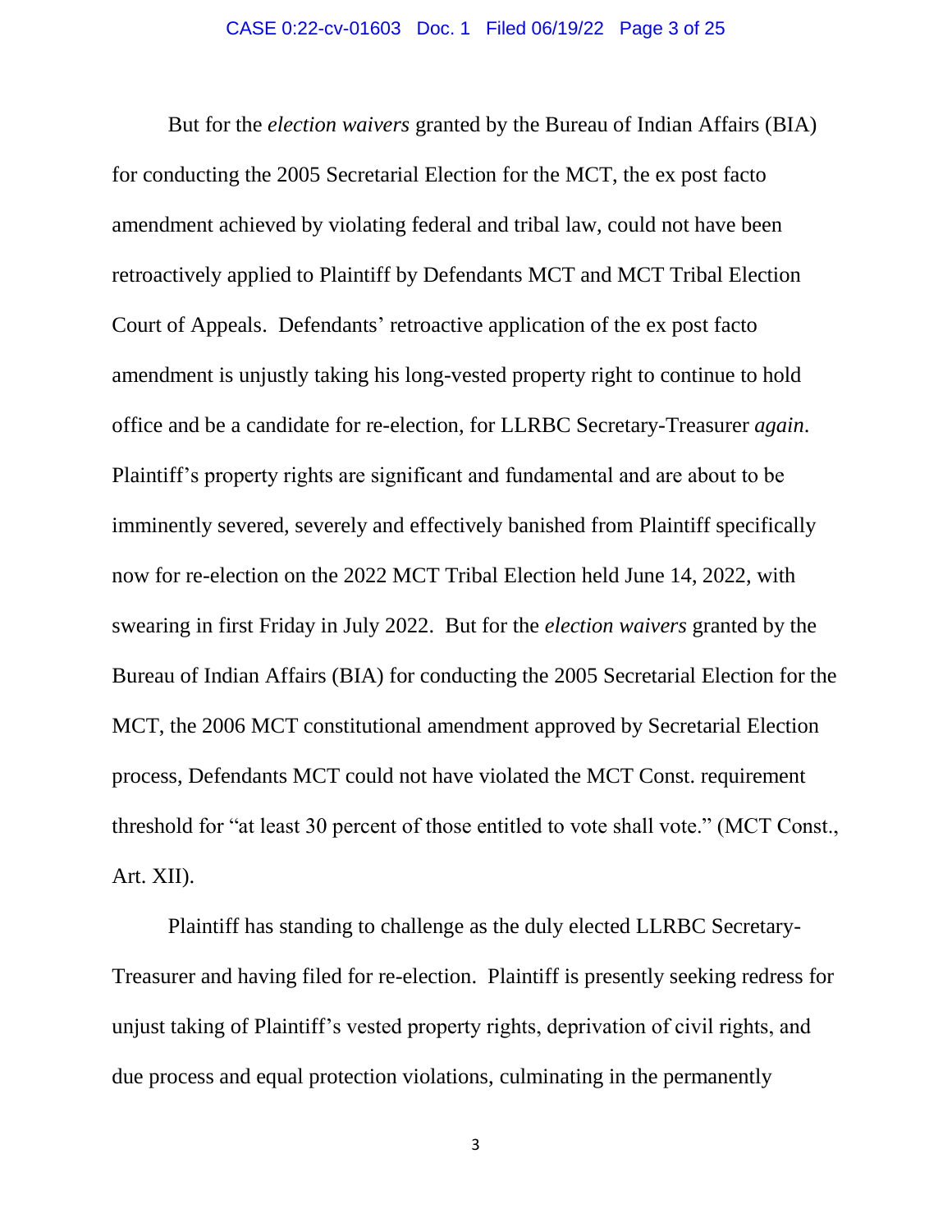But for the *election waivers* granted by the Bureau of Indian Affairs (BIA) for conducting the 2005 Secretarial Election for the MCT, the ex post facto amendment achieved by violating federal and tribal law, could not have been retroactively applied to Plaintiff by Defendants MCT and MCT Tribal Election Court of Appeals. Defendants' retroactive application of the ex post facto amendment is unjustly taking his long-vested property right to continue to hold office and be a candidate for re-election, for LLRBC Secretary-Treasurer *again*. Plaintiff's property rights are significant and fundamental and are about to be imminently severed, severely and effectively banished from Plaintiff specifically now for re-election on the 2022 MCT Tribal Election held June 14, 2022, with swearing in first Friday in July 2022. But for the *election waivers* granted by the Bureau of Indian Affairs (BIA) for conducting the 2005 Secretarial Election for the MCT, the 2006 MCT constitutional amendment approved by Secretarial Election process, Defendants MCT could not have violated the MCT Const. requirement threshold for "at least 30 percent of those entitled to vote shall vote." (MCT Const., Art. XII).

Plaintiff has standing to challenge as the duly elected LLRBC Secretary-Treasurer and having filed for re-election. Plaintiff is presently seeking redress for unjust taking of Plaintiff's vested property rights, deprivation of civil rights, and due process and equal protection violations, culminating in the permanently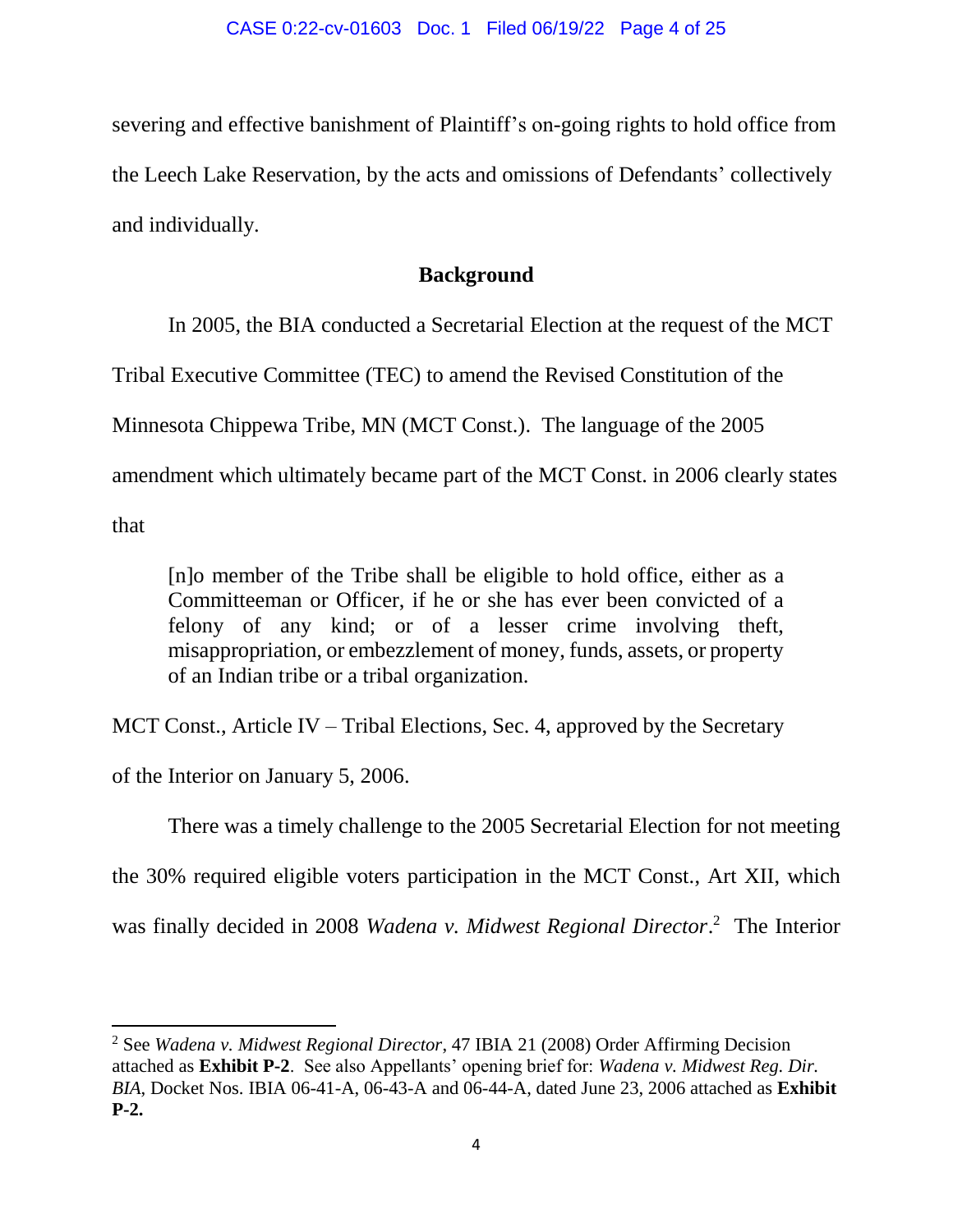severing and effective banishment of Plaintiff's on-going rights to hold office from the Leech Lake Reservation, by the acts and omissions of Defendants' collectively and individually.

## Background

In 2005, the BIA conducted a Secretarial Election at the request of the MCT Tribal Executive Committee (TEC) to amend the Revised Constitution of the Minnesota Chippewa Tribe, MN (MCT Const.). The language of the 2005 amendment which ultimately became part of the MCT Const. in 2006 clearly states that

> [n]o member of the Tribe shall be eligible to hold office, either as a Committeeman or Officer, if he or she has ever been convicted of a felony of any kind; or of a lesser crime involving theft, misappropriation, or embezzlement of money, funds, assets, or property of an Indian tribe or a tribal organization.

MCT Const., Article IV – Tribal Elections, Sec. 4, approved by the Secretary of the Interior on January 5, 2006.

There was a timely challenge to the 2005 Secretarial Election for not meeting the 30% required eligible voters participation in the MCT Const., Art XII, which was finally decided in 2008 *Wadena v. Midwest Regional Director*.[2] The Interior

---

[2] See *Wadena v. Midwest Regional Director*, 47 IBIA 21 (2008) Order Affirming Decision attached as **Exhibit P-2**. See also Appellants' opening brief for: *Wadena v. Midwest Reg. Dir. BIA*, Docket Nos. IBIA 06-41-A, 06-43-A and 06-44-A, dated June 23, 2006 attached as **Exhibit P-2.**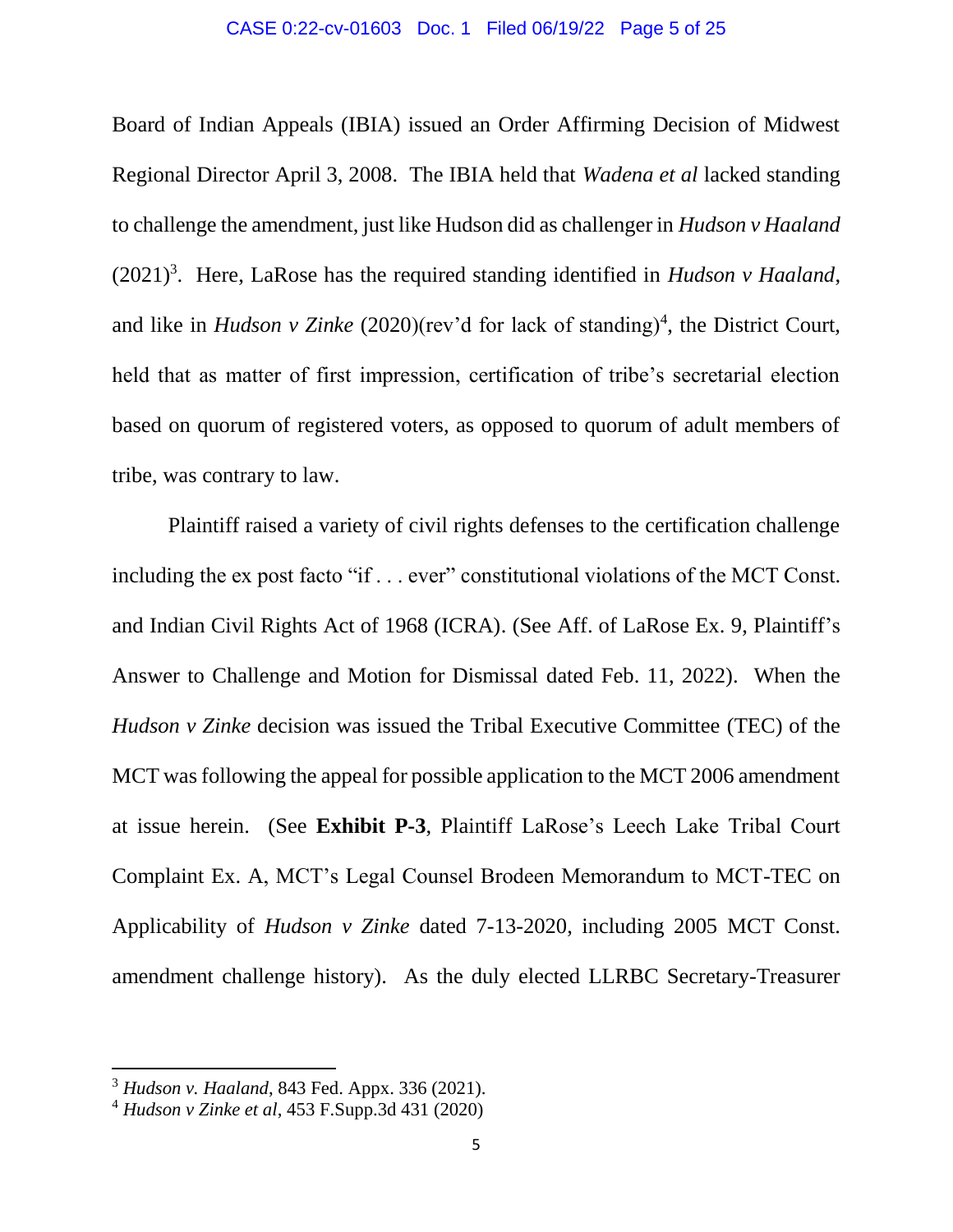Board of Indian Appeals (IBIA) issued an Order Affirming Decision of Midwest Regional Director April 3, 2008. The IBIA held that *Wadena et al* lacked standing to challenge the amendment, just like Hudson did as challenger in *Hudson v Haaland* (2021)[3]. Here, LaRose has the required standing identified in *Hudson v Haaland*, and like in *Hudson v Zinke* (2020)(rev'd for lack of standing)[4], the District Court, held that as matter of first impression, certification of tribe's secretarial election based on quorum of registered voters, as opposed to quorum of adult members of tribe, was contrary to law.

Plaintiff raised a variety of civil rights defenses to the certification challenge including the ex post facto "if . . . ever" constitutional violations of the MCT Const. and Indian Civil Rights Act of 1968 (ICRA). (See Aff. of LaRose Ex. 9, Plaintiff's Answer to Challenge and Motion for Dismissal dated Feb. 11, 2022). When the *Hudson v Zinke* decision was issued the Tribal Executive Committee (TEC) of the MCT was following the appeal for possible application to the MCT 2006 amendment at issue herein. (See **Exhibit P-3**, Plaintiff LaRose's Leech Lake Tribal Court Complaint Ex. A, MCT's Legal Counsel Brodeen Memorandum to MCT-TEC on Applicability of *Hudson v Zinke* dated 7-13-2020, including 2005 MCT Const. amendment challenge history). As the duly elected LLRBC Secretary-Treasurer

---

[3] *Hudson v. Haaland*, 843 Fed. Appx. 336 (2021).

[4] *Hudson v Zinke et al*, 453 F.Supp.3d 431 (2020)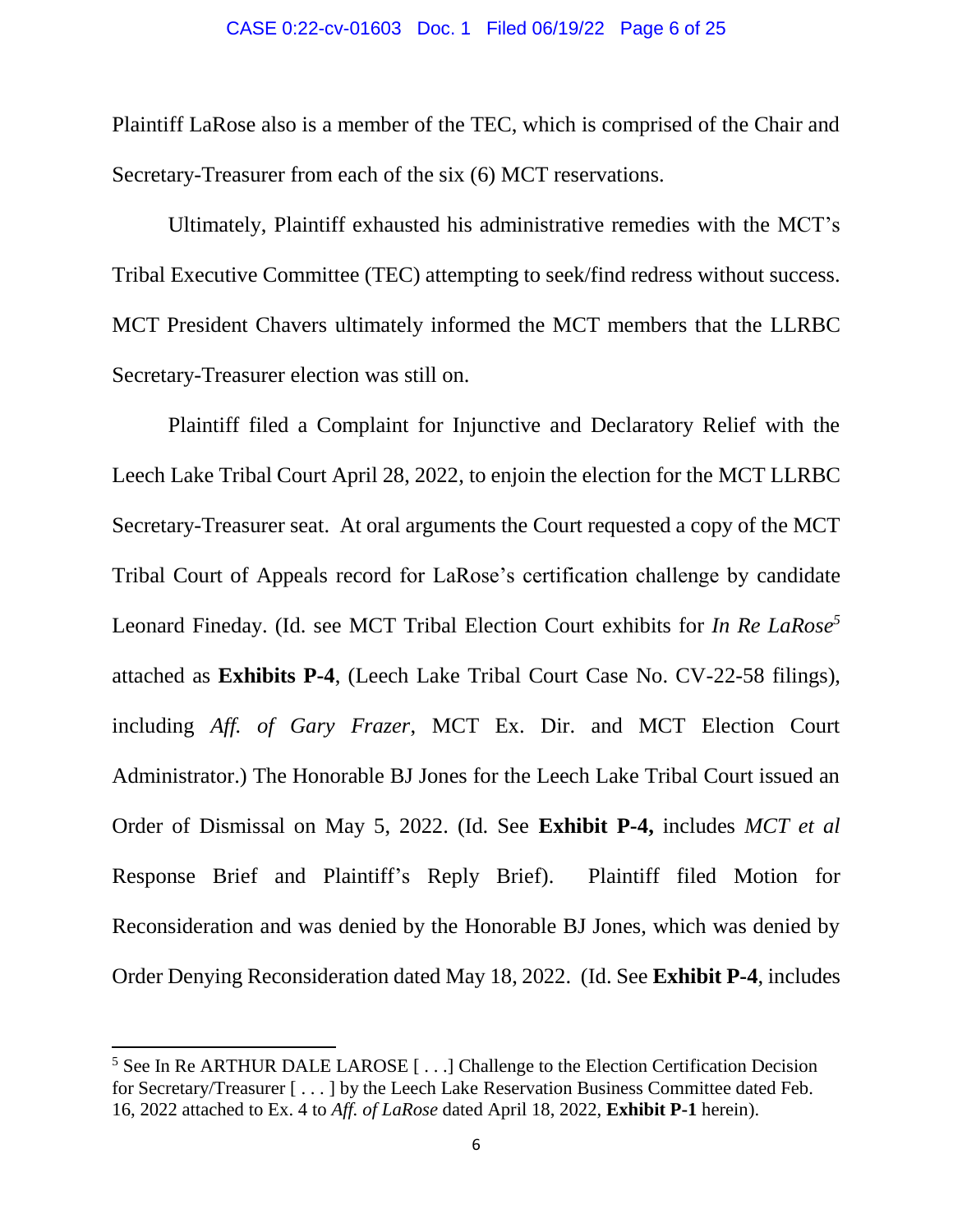Plaintiff LaRose also is a member of the TEC, which is comprised of the Chair and Secretary-Treasurer from each of the six (6) MCT reservations.

Ultimately, Plaintiff exhausted his administrative remedies with the MCT's Tribal Executive Committee (TEC) attempting to seek/find redress without success. MCT President Chavers ultimately informed the MCT members that the LLRBC Secretary-Treasurer election was still on.

Plaintiff filed a Complaint for Injunctive and Declaratory Relief with the Leech Lake Tribal Court April 28, 2022, to enjoin the election for the MCT LLRBC Secretary-Treasurer seat. At oral arguments the Court requested a copy of the MCT Tribal Court of Appeals record for LaRose's certification challenge by candidate Leonard Fineday. (Id. see MCT Tribal Election Court exhibits for *In Re LaRose*[5] attached as **Exhibits P-4**, (Leech Lake Tribal Court Case No. CV-22-58 filings), including *Aff. of Gary Frazer*, MCT Ex. Dir. and MCT Election Court Administrator.) The Honorable BJ Jones for the Leech Lake Tribal Court issued an Order of Dismissal on May 5, 2022. (Id. See **Exhibit P-4,** includes *MCT et al* Response Brief and Plaintiff's Reply Brief). Plaintiff filed Motion for Reconsideration and was denied by the Honorable BJ Jones, which was denied by Order Denying Reconsideration dated May 18, 2022. (Id. See **Exhibit P-4**, includes

---

[5] See In Re ARTHUR DALE LAROSE [ . . .] Challenge to the Election Certification Decision for Secretary/Treasurer [ . . . ] by the Leech Lake Reservation Business Committee dated Feb. 16, 2022 attached to Ex. 4 to *Aff. of LaRose* dated April 18, 2022, **Exhibit P-1** herein).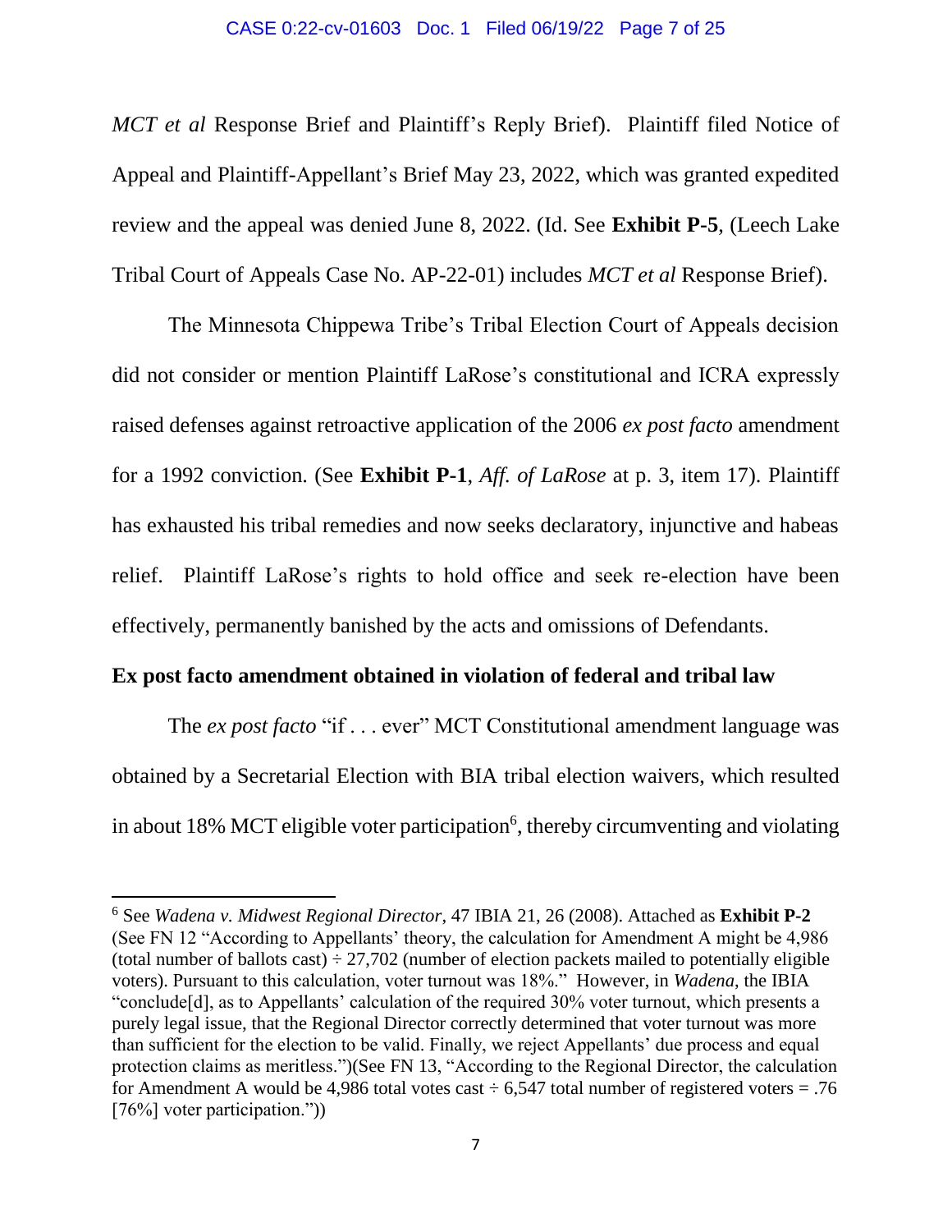*MCT et al* Response Brief and Plaintiff's Reply Brief). Plaintiff filed Notice of Appeal and Plaintiff-Appellant's Brief May 23, 2022, which was granted expedited review and the appeal was denied June 8, 2022. (Id. See **Exhibit P-5**, (Leech Lake Tribal Court of Appeals Case No. AP-22-01) includes *MCT et al* Response Brief).

The Minnesota Chippewa Tribe's Tribal Election Court of Appeals decision did not consider or mention Plaintiff LaRose's constitutional and ICRA expressly raised defenses against retroactive application of the 2006 *ex post facto* amendment for a 1992 conviction. (See **Exhibit P-1**, *Aff. of LaRose* at p. 3, item 17). Plaintiff has exhausted his tribal remedies and now seeks declaratory, injunctive and habeas relief. Plaintiff LaRose's rights to hold office and seek re-election have been effectively, permanently banished by the acts and omissions of Defendants.

**Ex post facto amendment obtained in violation of federal and tribal law**

The *ex post facto* "if . . . ever" MCT Constitutional amendment language was obtained by a Secretarial Election with BIA tribal election waivers, which resulted in about 18% MCT eligible voter participation[6], thereby circumventing and violating

[6] See *Wadena v. Midwest Regional Director*, 47 IBIA 21, 26 (2008). Attached as **Exhibit P-2** (See FN 12 "According to Appellants' theory, the calculation for Amendment A might be 4,986 (total number of ballots cast) ÷ 27,702 (number of election packets mailed to potentially eligible voters). Pursuant to this calculation, voter turnout was 18%." However, in *Wadena*, the IBIA "conclude[d], as to Appellants' calculation of the required 30% voter turnout, which presents a purely legal issue, that the Regional Director correctly determined that voter turnout was more than sufficient for the election to be valid. Finally, we reject Appellants' due process and equal protection claims as meritless.")(See FN 13, "According to the Regional Director, the calculation for Amendment A would be 4,986 total votes cast ÷ 6,547 total number of registered voters = .76 [76%] voter participation."))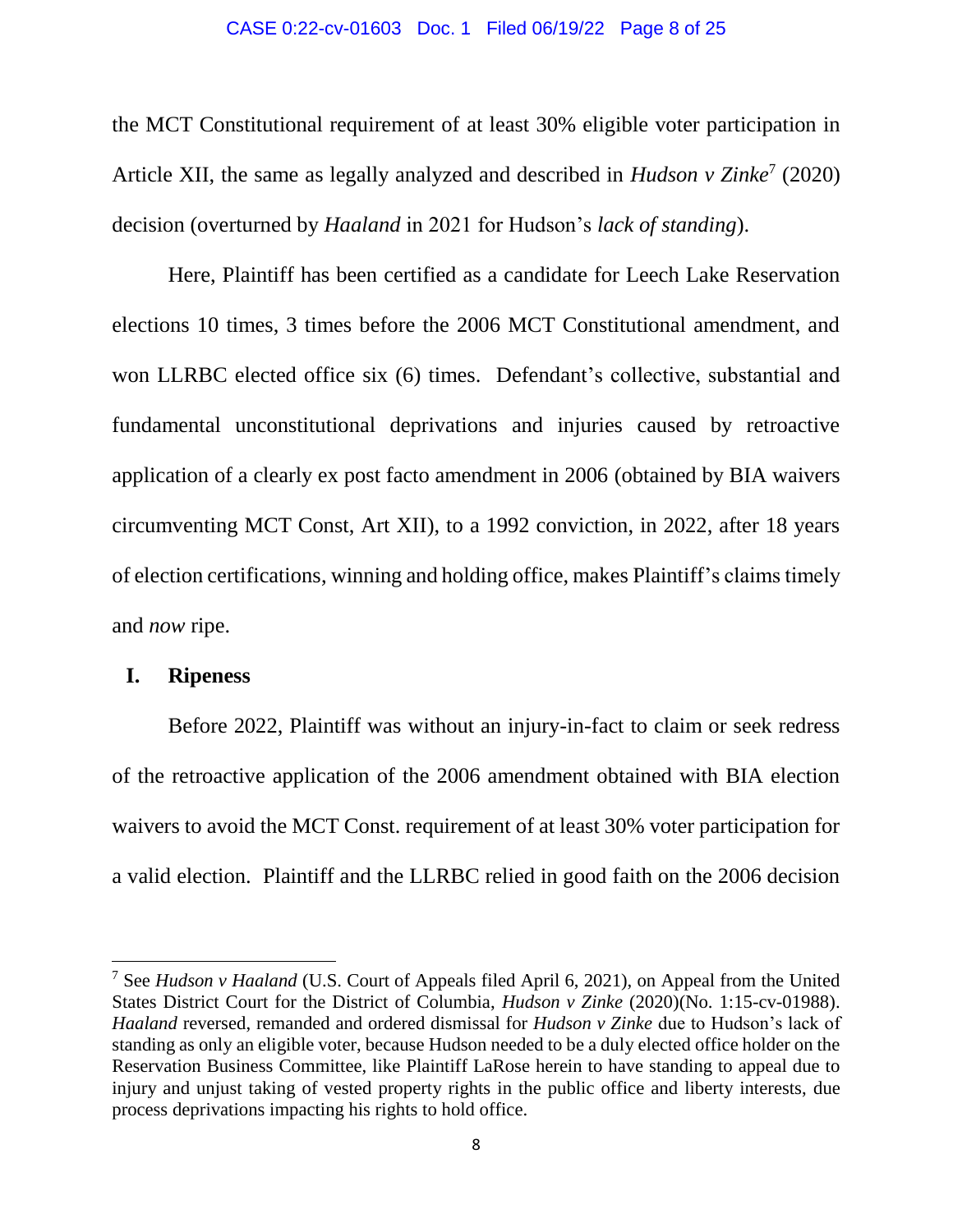the MCT Constitutional requirement of at least 30% eligible voter participation in Article XII, the same as legally analyzed and described in *Hudson v Zinke*[7] (2020) decision (overturned by *Haaland* in 2021 for Hudson's *lack of standing*).

Here, Plaintiff has been certified as a candidate for Leech Lake Reservation elections 10 times, 3 times before the 2006 MCT Constitutional amendment, and won LLRBC elected office six (6) times. Defendant's collective, substantial and fundamental unconstitutional deprivations and injuries caused by retroactive application of a clearly ex post facto amendment in 2006 (obtained by BIA waivers circumventing MCT Const, Art XII), to a 1992 conviction, in 2022, after 18 years of election certifications, winning and holding office, makes Plaintiff's claims timely and *now* ripe.

## I. Ripeness

Before 2022, Plaintiff was without an injury-in-fact to claim or seek redress of the retroactive application of the 2006 amendment obtained with BIA election waivers to avoid the MCT Const. requirement of at least 30% voter participation for a valid election. Plaintiff and the LLRBC relied in good faith on the 2006 decision

---

[7] See *Hudson v Haaland* (U.S. Court of Appeals filed April 6, 2021), on Appeal from the United States District Court for the District of Columbia, *Hudson v Zinke* (2020)(No. 1:15-cv-01988). *Haaland* reversed, remanded and ordered dismissal for *Hudson v Zinke* due to Hudson's lack of standing as only an eligible voter, because Hudson needed to be a duly elected office holder on the Reservation Business Committee, like Plaintiff LaRose herein to have standing to appeal due to injury and unjust taking of vested property rights in the public office and liberty interests, due process deprivations impacting his rights to hold office.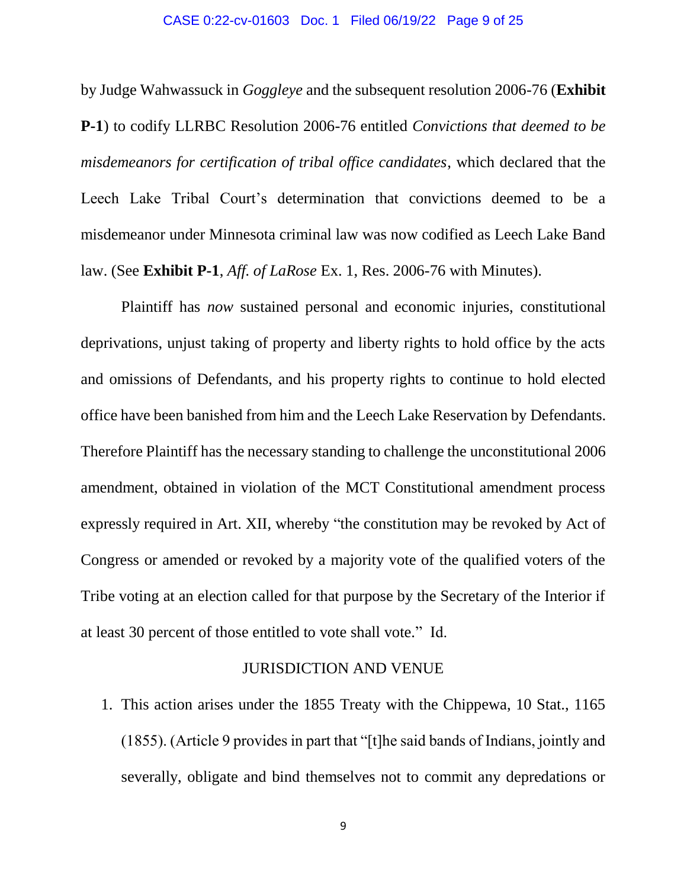by Judge Wahwassuck in *Goggleye* and the subsequent resolution 2006-76 (**Exhibit P-1**) to codify LLRBC Resolution 2006-76 entitled *Convictions that deemed to be misdemeanors for certification of tribal office candidates*, which declared that the Leech Lake Tribal Court's determination that convictions deemed to be a misdemeanor under Minnesota criminal law was now codified as Leech Lake Band law. (See **Exhibit P-1**, *Aff. of LaRose* Ex. 1, Res. 2006-76 with Minutes).

Plaintiff has *now* sustained personal and economic injuries, constitutional deprivations, unjust taking of property and liberty rights to hold office by the acts and omissions of Defendants, and his property rights to continue to hold elected office have been banished from him and the Leech Lake Reservation by Defendants. Therefore Plaintiff has the necessary standing to challenge the unconstitutional 2006 amendment, obtained in violation of the MCT Constitutional amendment process expressly required in Art. XII, whereby "the constitution may be revoked by Act of Congress or amended or revoked by a majority vote of the qualified voters of the Tribe voting at an election called for that purpose by the Secretary of the Interior if at least 30 percent of those entitled to vote shall vote." Id.

## JURISDICTION AND VENUE

1. This action arises under the 1855 Treaty with the Chippewa, 10 Stat., 1165 (1855). (Article 9 provides in part that "[t]he said bands of Indians, jointly and severally, obligate and bind themselves not to commit any depredations or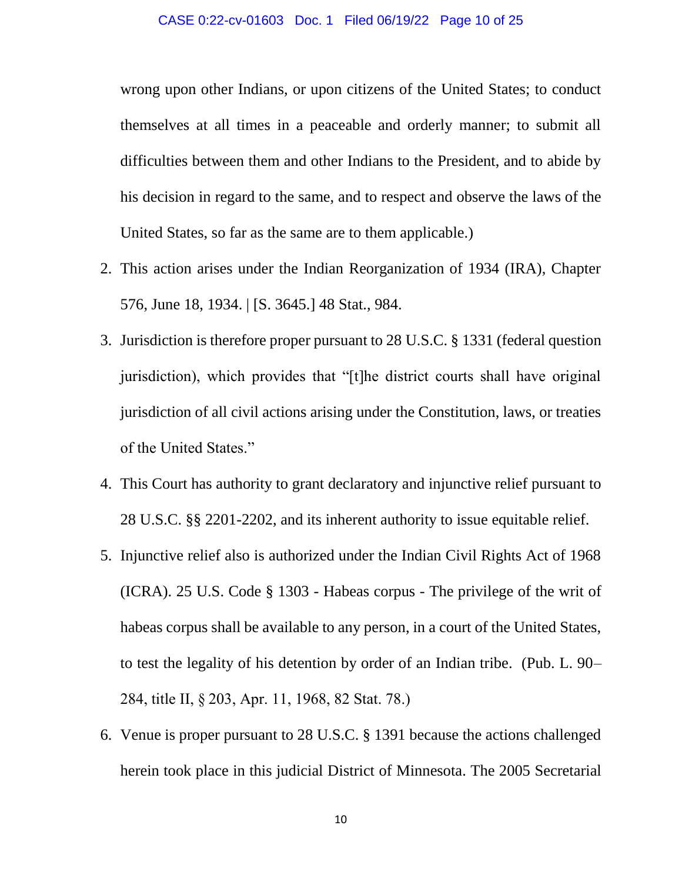wrong upon other Indians, or upon citizens of the United States; to conduct themselves at all times in a peaceable and orderly manner; to submit all difficulties between them and other Indians to the President, and to abide by his decision in regard to the same, and to respect and observe the laws of the United States, so far as the same are to them applicable.)

2. This action arises under the Indian Reorganization of 1934 (IRA), Chapter 576, June 18, 1934. | [S. 3645.] 48 Stat., 984.
3. Jurisdiction is therefore proper pursuant to 28 U.S.C. § 1331 (federal question jurisdiction), which provides that "[t]he district courts shall have original jurisdiction of all civil actions arising under the Constitution, laws, or treaties of the United States."
4. This Court has authority to grant declaratory and injunctive relief pursuant to 28 U.S.C. §§ 2201-2202, and its inherent authority to issue equitable relief.
5. Injunctive relief also is authorized under the Indian Civil Rights Act of 1968 (ICRA). 25 U.S. Code § 1303 - Habeas corpus - The privilege of the writ of habeas corpus shall be available to any person, in a court of the United States, to test the legality of his detention by order of an Indian tribe. (Pub. L. 90–284, title II, § 203, Apr. 11, 1968, 82 Stat. 78.)
6. Venue is proper pursuant to 28 U.S.C. § 1391 because the actions challenged herein took place in this judicial District of Minnesota. The 2005 Secretarial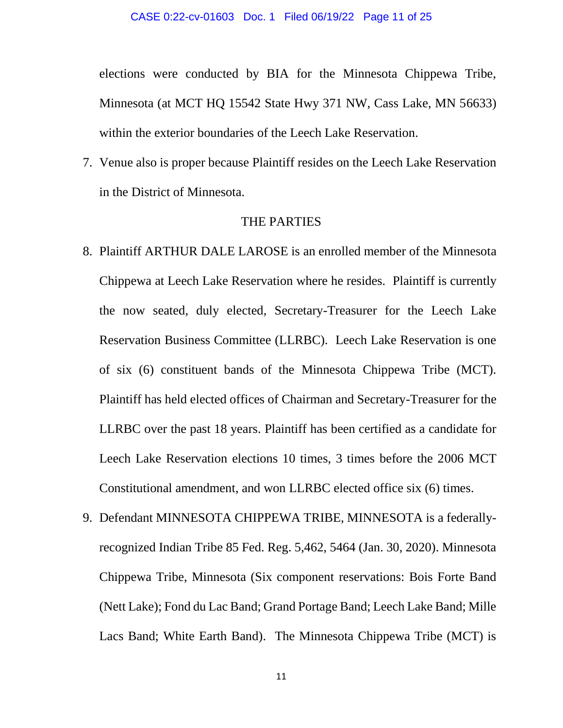elections were conducted by BIA for the Minnesota Chippewa Tribe, Minnesota (at MCT HQ 15542 State Hwy 371 NW, Cass Lake, MN 56633) within the exterior boundaries of the Leech Lake Reservation.

7. Venue also is proper because Plaintiff resides on the Leech Lake Reservation in the District of Minnesota.

THE PARTIES

8. Plaintiff ARTHUR DALE LAROSE is an enrolled member of the Minnesota Chippewa at Leech Lake Reservation where he resides. Plaintiff is currently the now seated, duly elected, Secretary-Treasurer for the Leech Lake Reservation Business Committee (LLRBC). Leech Lake Reservation is one of six (6) constituent bands of the Minnesota Chippewa Tribe (MCT). Plaintiff has held elected offices of Chairman and Secretary-Treasurer for the LLRBC over the past 18 years. Plaintiff has been certified as a candidate for Leech Lake Reservation elections 10 times, 3 times before the 2006 MCT Constitutional amendment, and won LLRBC elected office six (6) times.

9. Defendant MINNESOTA CHIPPEWA TRIBE, MINNESOTA is a federally-recognized Indian Tribe 85 Fed. Reg. 5,462, 5464 (Jan. 30, 2020). Minnesota Chippewa Tribe, Minnesota (Six component reservations: Bois Forte Band (Nett Lake); Fond du Lac Band; Grand Portage Band; Leech Lake Band; Mille Lacs Band; White Earth Band). The Minnesota Chippewa Tribe (MCT) is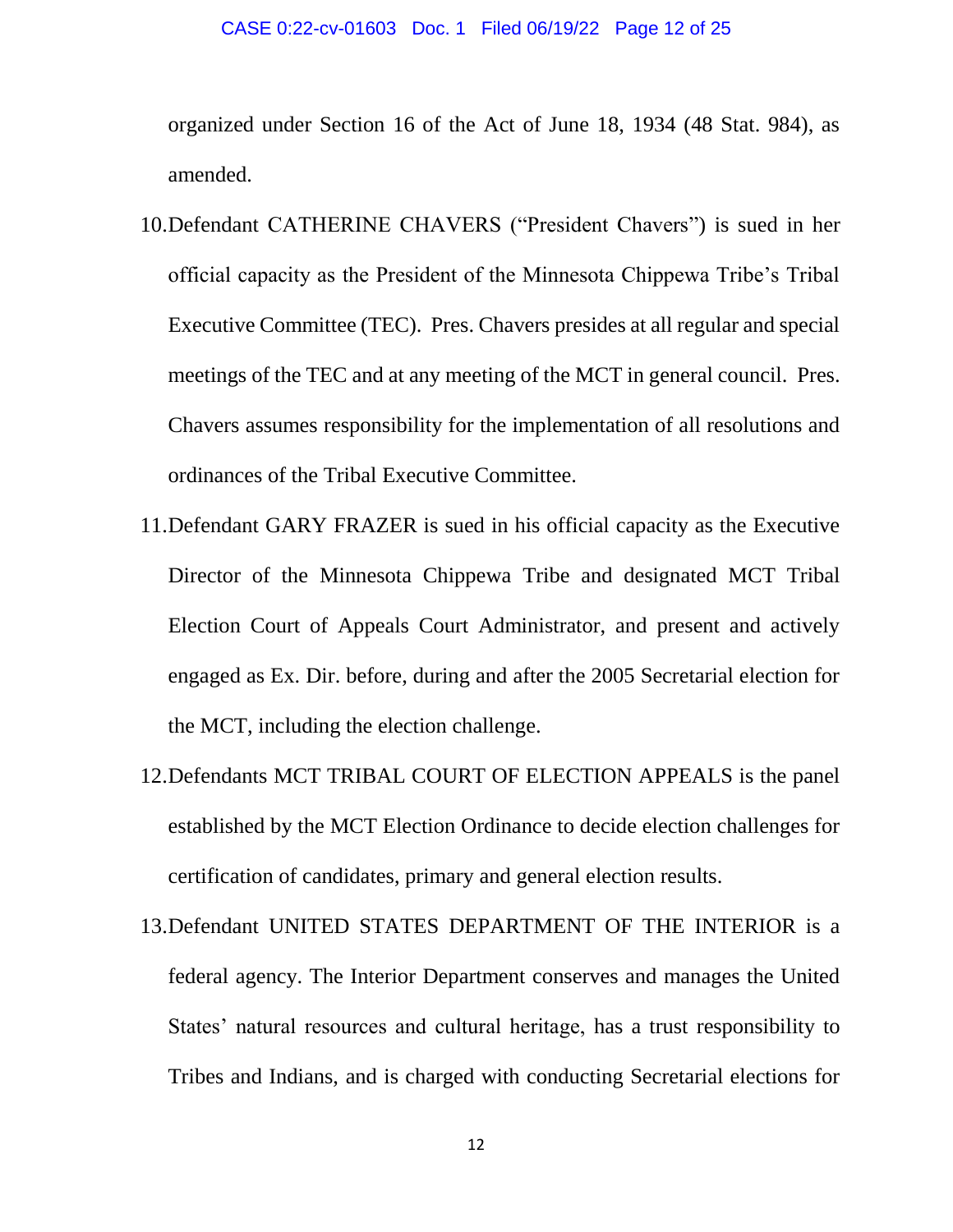organized under Section 16 of the Act of June 18, 1934 (48 Stat. 984), as amended.

10. Defendant CATHERINE CHAVERS ("President Chavers") is sued in her official capacity as the President of the Minnesota Chippewa Tribe's Tribal Executive Committee (TEC). Pres. Chavers presides at all regular and special meetings of the TEC and at any meeting of the MCT in general council. Pres. Chavers assumes responsibility for the implementation of all resolutions and ordinances of the Tribal Executive Committee.

11. Defendant GARY FRAZER is sued in his official capacity as the Executive Director of the Minnesota Chippewa Tribe and designated MCT Tribal Election Court of Appeals Court Administrator, and present and actively engaged as Ex. Dir. before, during and after the 2005 Secretarial election for the MCT, including the election challenge.

12. Defendants MCT TRIBAL COURT OF ELECTION APPEALS is the panel established by the MCT Election Ordinance to decide election challenges for certification of candidates, primary and general election results.

13. Defendant UNITED STATES DEPARTMENT OF THE INTERIOR is a federal agency. The Interior Department conserves and manages the United States' natural resources and cultural heritage, has a trust responsibility to Tribes and Indians, and is charged with conducting Secretarial elections for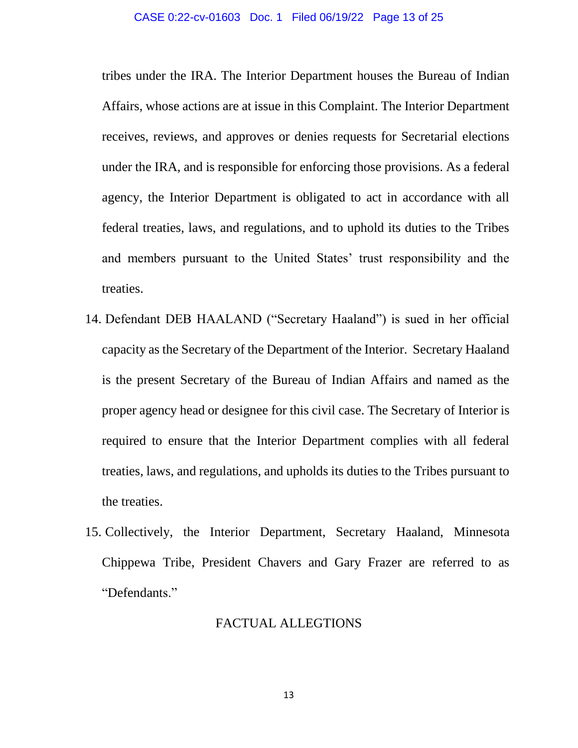tribes under the IRA. The Interior Department houses the Bureau of Indian Affairs, whose actions are at issue in this Complaint. The Interior Department receives, reviews, and approves or denies requests for Secretarial elections under the IRA, and is responsible for enforcing those provisions. As a federal agency, the Interior Department is obligated to act in accordance with all federal treaties, laws, and regulations, and to uphold its duties to the Tribes and members pursuant to the United States' trust responsibility and the treaties.

14. Defendant DEB HAALAND ("Secretary Haaland") is sued in her official capacity as the Secretary of the Department of the Interior. Secretary Haaland is the present Secretary of the Bureau of Indian Affairs and named as the proper agency head or designee for this civil case. The Secretary of Interior is required to ensure that the Interior Department complies with all federal treaties, laws, and regulations, and upholds its duties to the Tribes pursuant to the treaties.

15. Collectively, the Interior Department, Secretary Haaland, Minnesota Chippewa Tribe, President Chavers and Gary Frazer are referred to as "Defendants."

## FACTUAL ALLEGTIONS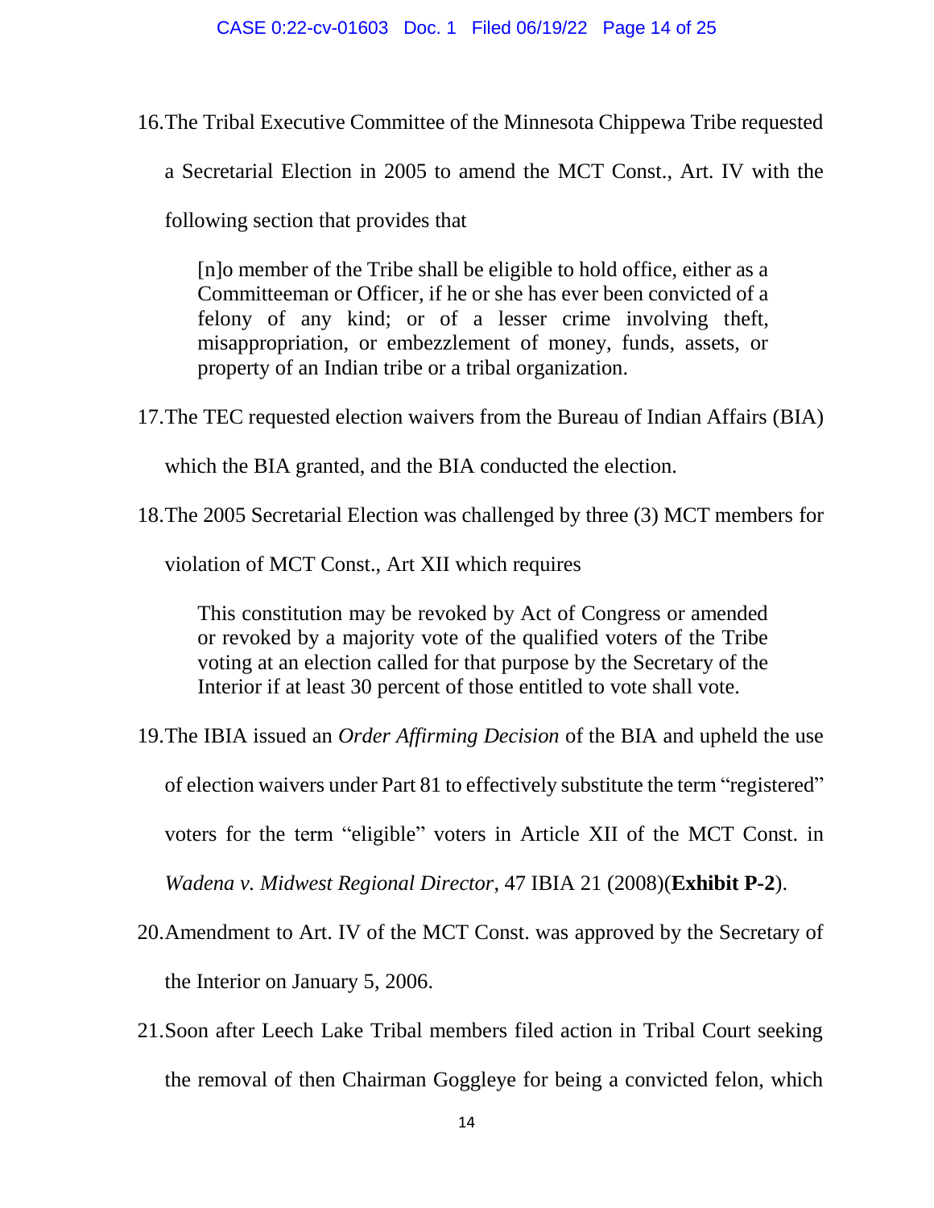16. The Tribal Executive Committee of the Minnesota Chippewa Tribe requested a Secretarial Election in 2005 to amend the MCT Const., Art. IV with the following section that provides that

> [n]o member of the Tribe shall be eligible to hold office, either as a Committeeman or Officer, if he or she has ever been convicted of a felony of any kind; or of a lesser crime involving theft, misappropriation, or embezzlement of money, funds, assets, or property of an Indian tribe or a tribal organization.

17. The TEC requested election waivers from the Bureau of Indian Affairs (BIA) which the BIA granted, and the BIA conducted the election.

18. The 2005 Secretarial Election was challenged by three (3) MCT members for violation of MCT Const., Art XII which requires

> This constitution may be revoked by Act of Congress or amended or revoked by a majority vote of the qualified voters of the Tribe voting at an election called for that purpose by the Secretary of the Interior if at least 30 percent of those entitled to vote shall vote.

19. The IBIA issued an *Order Affirming Decision* of the BIA and upheld the use of election waivers under Part 81 to effectively substitute the term "registered" voters for the term "eligible" voters in Article XII of the MCT Const. in *Wadena v. Midwest Regional Director*, 47 IBIA 21 (2008)(**Exhibit P-2**).

20. Amendment to Art. IV of the MCT Const. was approved by the Secretary of the Interior on January 5, 2006.

21. Soon after Leech Lake Tribal members filed action in Tribal Court seeking the removal of then Chairman Goggleye for being a convicted felon, which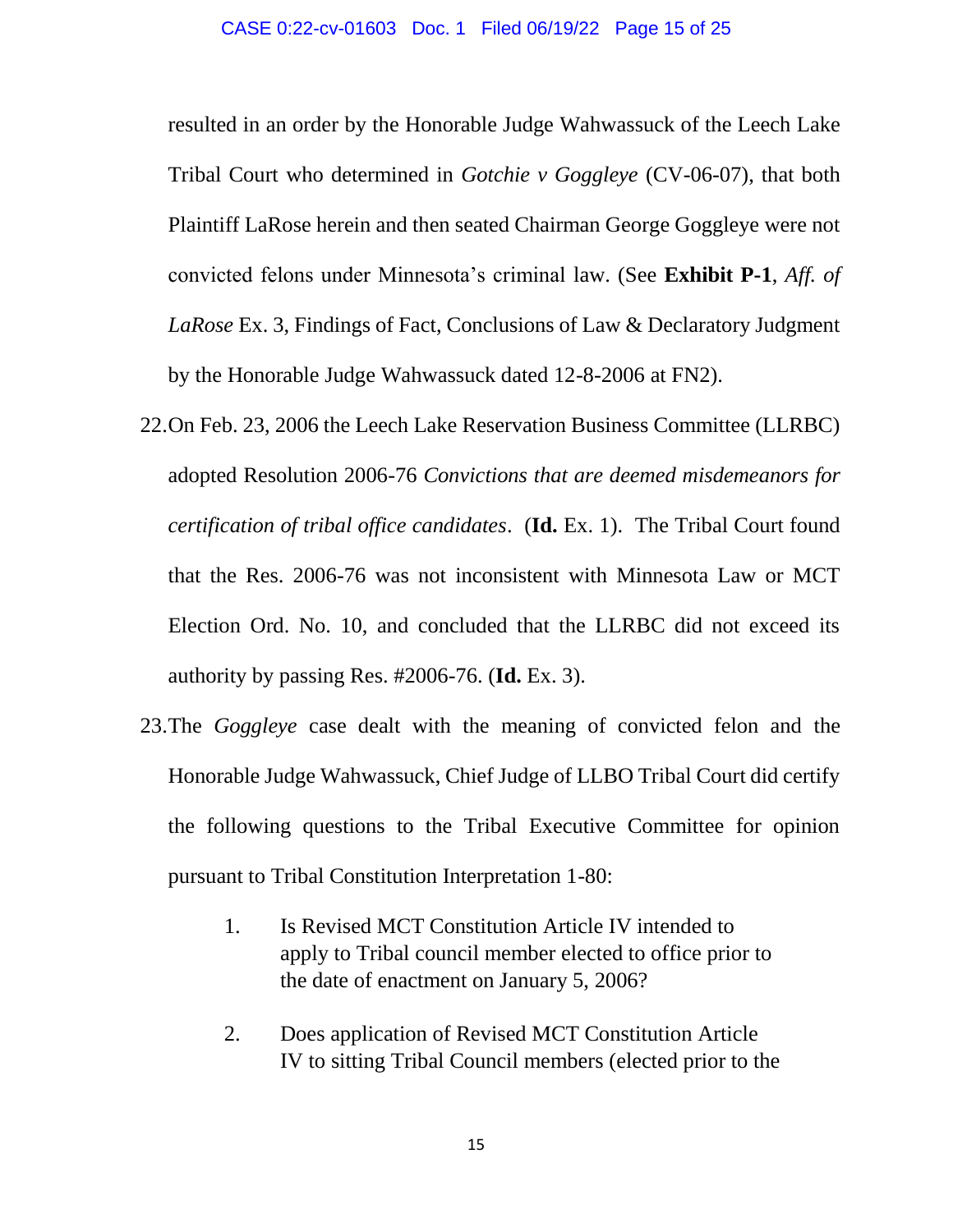resulted in an order by the Honorable Judge Wahwassuck of the Leech Lake Tribal Court who determined in *Gotchie v Goggleye* (CV-06-07), that both Plaintiff LaRose herein and then seated Chairman George Goggleye were not convicted felons under Minnesota's criminal law. (See **Exhibit P-1**, *Aff. of LaRose* Ex. 3, Findings of Fact, Conclusions of Law & Declaratory Judgment by the Honorable Judge Wahwassuck dated 12-8-2006 at FN2).

22. On Feb. 23, 2006 the Leech Lake Reservation Business Committee (LLRBC) adopted Resolution 2006-76 *Convictions that are deemed misdemeanors for certification of tribal office candidates*. (**Id.** Ex. 1). The Tribal Court found that the Res. 2006-76 was not inconsistent with Minnesota Law or MCT Election Ord. No. 10, and concluded that the LLRBC did not exceed its authority by passing Res. #2006-76. (**Id.** Ex. 3).

23. The *Goggleye* case dealt with the meaning of convicted felon and the Honorable Judge Wahwassuck, Chief Judge of LLBO Tribal Court did certify the following questions to the Tribal Executive Committee for opinion pursuant to Tribal Constitution Interpretation 1-80:

    1. Is Revised MCT Constitution Article IV intended to apply to Tribal council member elected to office prior to the date of enactment on January 5, 2006?

    2. Does application of Revised MCT Constitution Article IV to sitting Tribal Council members (elected prior to the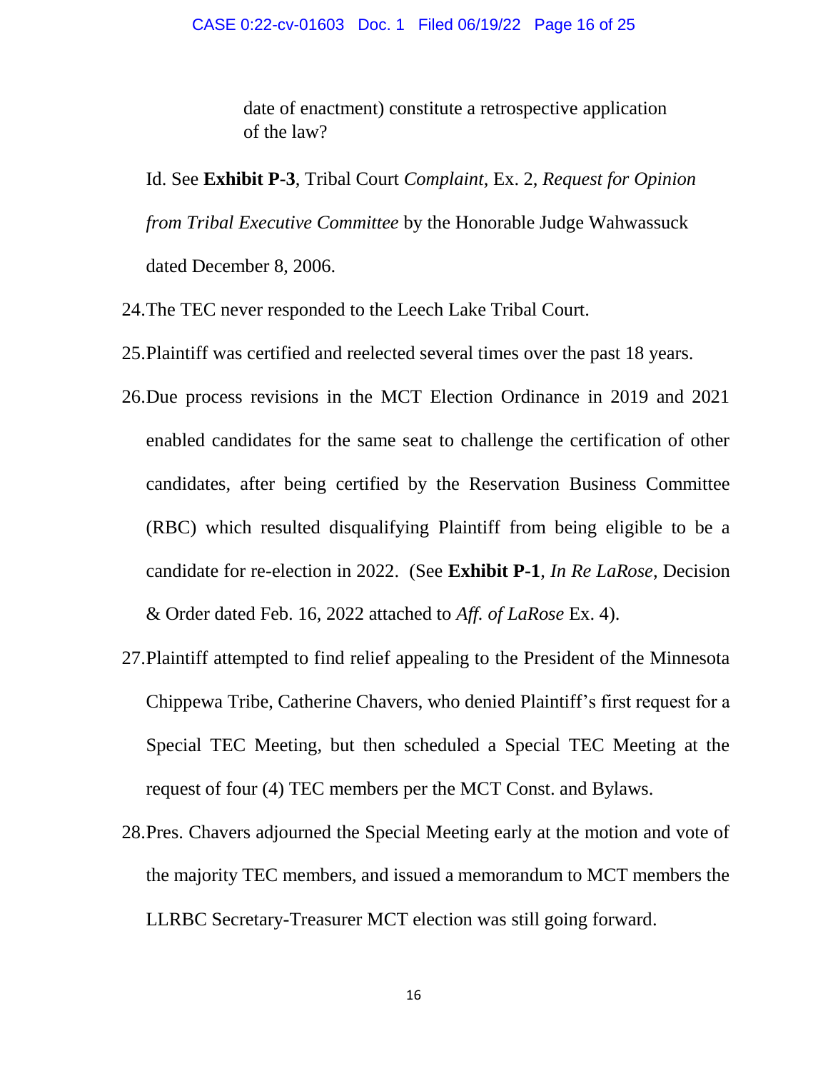date of enactment) constitute a retrospective application of the law?

Id. See **Exhibit P-3**, Tribal Court *Complaint*, Ex. 2, *Request for Opinion from Tribal Executive Committee* by the Honorable Judge Wahwassuck dated December 8, 2006.

24. The TEC never responded to the Leech Lake Tribal Court.

25. Plaintiff was certified and reelected several times over the past 18 years.

26. Due process revisions in the MCT Election Ordinance in 2019 and 2021 enabled candidates for the same seat to challenge the certification of other candidates, after being certified by the Reservation Business Committee (RBC) which resulted disqualifying Plaintiff from being eligible to be a candidate for re-election in 2022. (See **Exhibit P-1**, *In Re LaRose*, Decision & Order dated Feb. 16, 2022 attached to *Aff. of LaRose* Ex. 4).

27. Plaintiff attempted to find relief appealing to the President of the Minnesota Chippewa Tribe, Catherine Chavers, who denied Plaintiff's first request for a Special TEC Meeting, but then scheduled a Special TEC Meeting at the request of four (4) TEC members per the MCT Const. and Bylaws.

28. Pres. Chavers adjourned the Special Meeting early at the motion and vote of the majority TEC members, and issued a memorandum to MCT members the LLRBC Secretary-Treasurer MCT election was still going forward.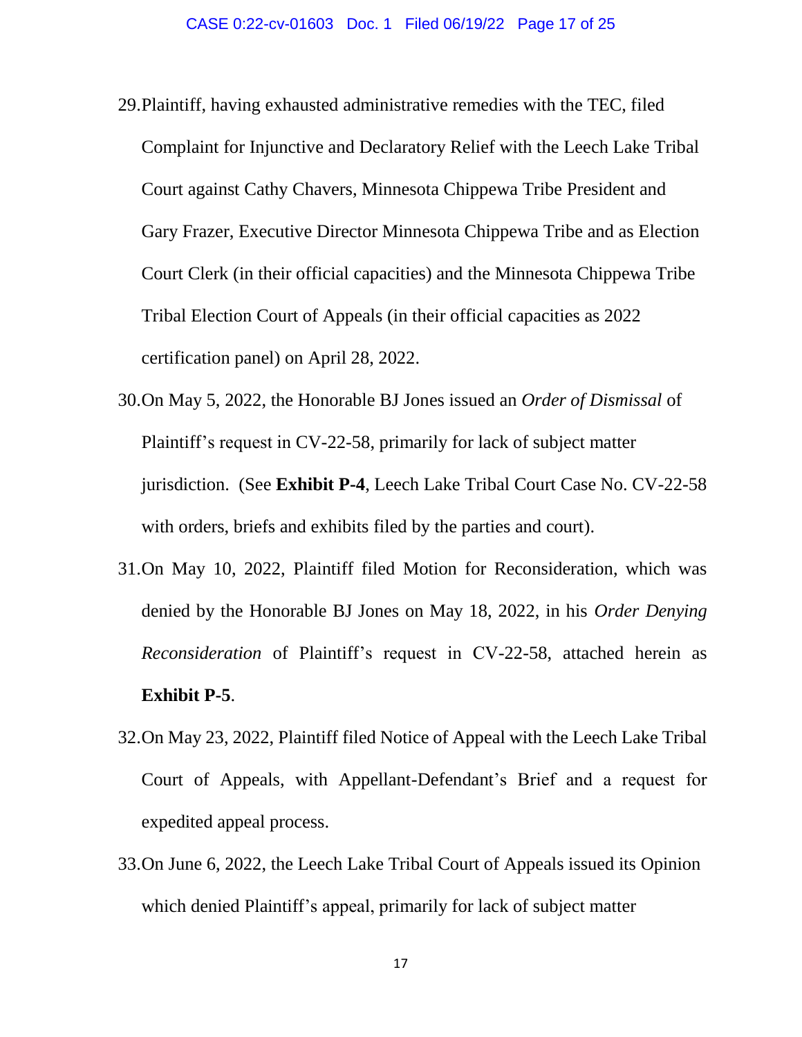29. Plaintiff, having exhausted administrative remedies with the TEC, filed Complaint for Injunctive and Declaratory Relief with the Leech Lake Tribal Court against Cathy Chavers, Minnesota Chippewa Tribe President and Gary Frazer, Executive Director Minnesota Chippewa Tribe and as Election Court Clerk (in their official capacities) and the Minnesota Chippewa Tribe Tribal Election Court of Appeals (in their official capacities as 2022 certification panel) on April 28, 2022.

30. On May 5, 2022, the Honorable BJ Jones issued an *Order of Dismissal* of Plaintiff's request in CV-22-58, primarily for lack of subject matter jurisdiction. (See **Exhibit P-4**, Leech Lake Tribal Court Case No. CV-22-58 with orders, briefs and exhibits filed by the parties and court).

31. On May 10, 2022, Plaintiff filed Motion for Reconsideration, which was denied by the Honorable BJ Jones on May 18, 2022, in his *Order Denying Reconsideration* of Plaintiff's request in CV-22-58, attached herein as **Exhibit P-5**.

32. On May 23, 2022, Plaintiff filed Notice of Appeal with the Leech Lake Tribal Court of Appeals, with Appellant-Defendant's Brief and a request for expedited appeal process.

33. On June 6, 2022, the Leech Lake Tribal Court of Appeals issued its Opinion which denied Plaintiff's appeal, primarily for lack of subject matter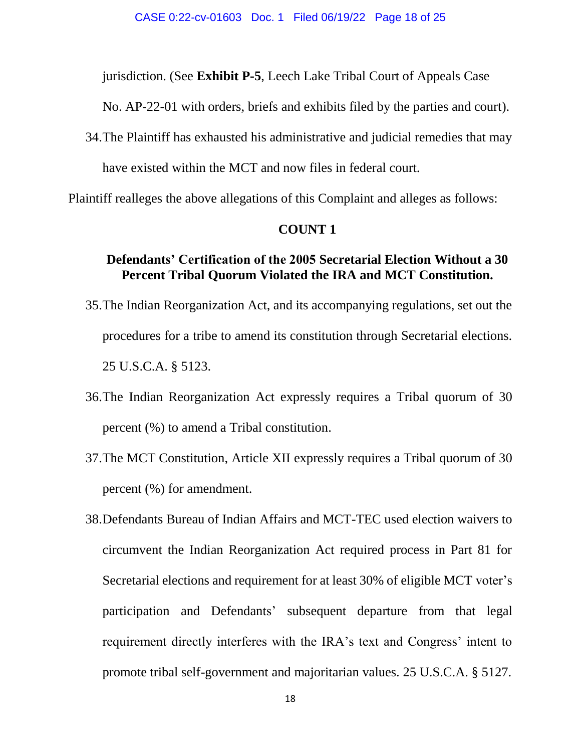jurisdiction. (See **Exhibit P-5**, Leech Lake Tribal Court of Appeals Case No. AP-22-01 with orders, briefs and exhibits filed by the parties and court).

34. The Plaintiff has exhausted his administrative and judicial remedies that may have existed within the MCT and now files in federal court.

Plaintiff realleges the above allegations of this Complaint and alleges as follows:

**COUNT 1**

**Defendants' Certification of the 2005 Secretarial Election Without a 30 Percent Tribal Quorum Violated the IRA and MCT Constitution.**

35. The Indian Reorganization Act, and its accompanying regulations, set out the procedures for a tribe to amend its constitution through Secretarial elections. 25 U.S.C.A. § 5123.

36. The Indian Reorganization Act expressly requires a Tribal quorum of 30 percent (%) to amend a Tribal constitution.

37. The MCT Constitution, Article XII expressly requires a Tribal quorum of 30 percent (%) for amendment.

38. Defendants Bureau of Indian Affairs and MCT-TEC used election waivers to circumvent the Indian Reorganization Act required process in Part 81 for Secretarial elections and requirement for at least 30% of eligible MCT voter's participation and Defendants' subsequent departure from that legal requirement directly interferes with the IRA's text and Congress' intent to promote tribal self-government and majoritarian values. 25 U.S.C.A. § 5127.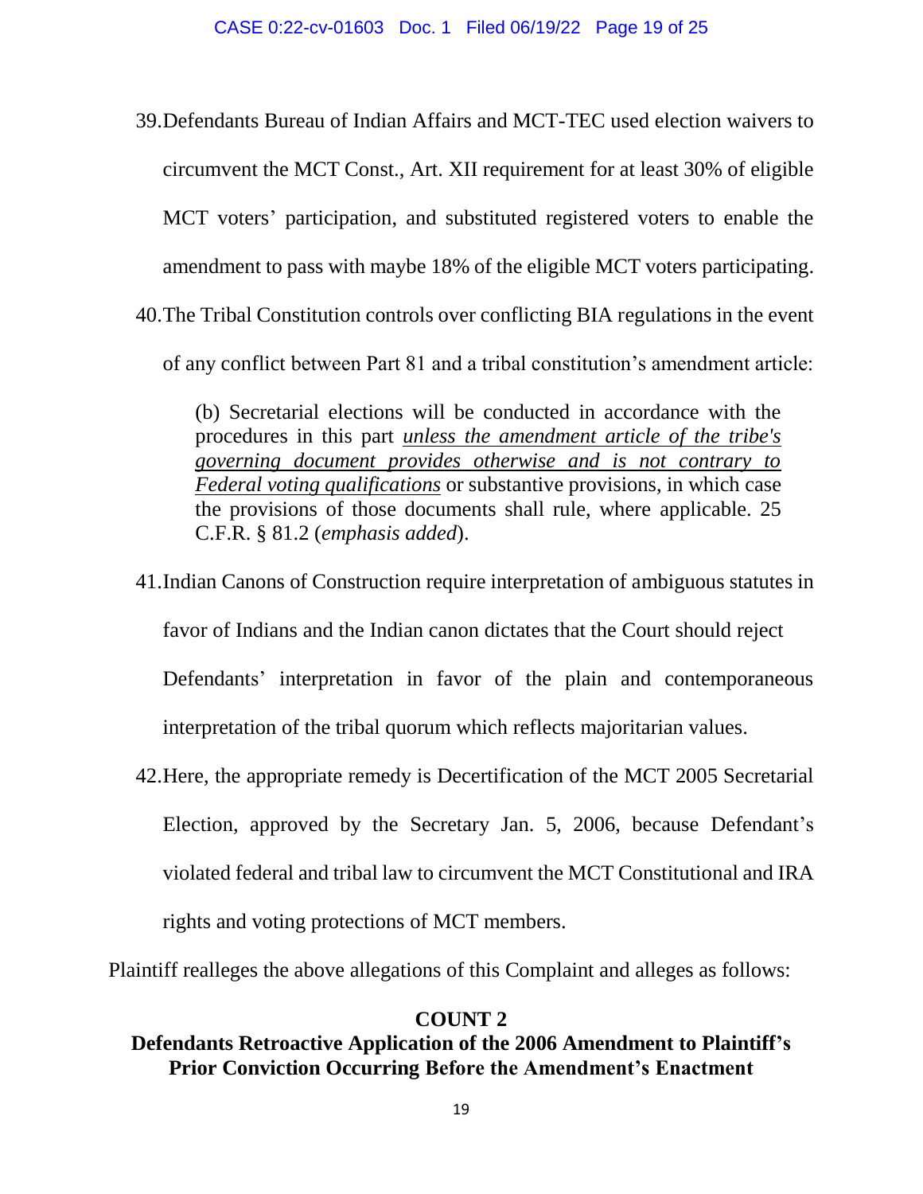39. Defendants Bureau of Indian Affairs and MCT-TEC used election waivers to circumvent the MCT Const., Art. XII requirement for at least 30% of eligible MCT voters' participation, and substituted registered voters to enable the amendment to pass with maybe 18% of the eligible MCT voters participating.

40. The Tribal Constitution controls over conflicting BIA regulations in the event of any conflict between Part 81 and a tribal constitution's amendment article:

> (b) Secretarial elections will be conducted in accordance with the procedures in this part *<u>unless the amendment article of the tribe's governing document provides otherwise and is not contrary to Federal voting qualifications</u>* or substantive provisions, in which case the provisions of those documents shall rule, where applicable. 25 C.F.R. § 81.2 (*emphasis added*).

41. Indian Canons of Construction require interpretation of ambiguous statutes in favor of Indians and the Indian canon dictates that the Court should reject Defendants' interpretation in favor of the plain and contemporaneous interpretation of the tribal quorum which reflects majoritarian values.

42. Here, the appropriate remedy is Decertification of the MCT 2005 Secretarial Election, approved by the Secretary Jan. 5, 2006, because Defendant's violated federal and tribal law to circumvent the MCT Constitutional and IRA rights and voting protections of MCT members.

Plaintiff realleges the above allegations of this Complaint and alleges as follows:

## COUNT 2

## Defendants Retroactive Application of the 2006 Amendment to Plaintiff's Prior Conviction Occurring Before the Amendment's Enactment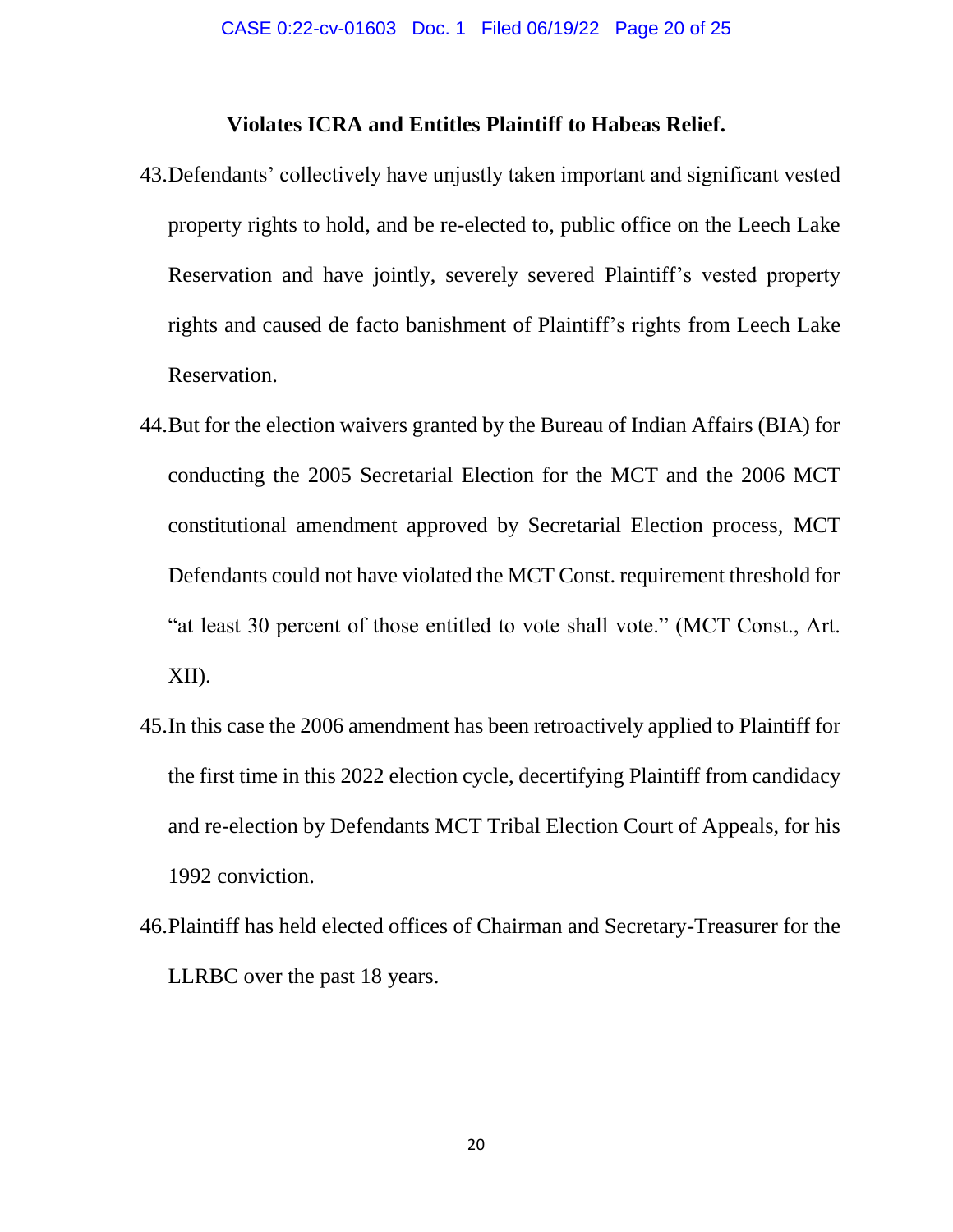**Violates ICRA and Entitles Plaintiff to Habeas Relief.**

43. Defendants' collectively have unjustly taken important and significant vested property rights to hold, and be re-elected to, public office on the Leech Lake Reservation and have jointly, severely severed Plaintiff's vested property rights and caused de facto banishment of Plaintiff's rights from Leech Lake Reservation.

44. But for the election waivers granted by the Bureau of Indian Affairs (BIA) for conducting the 2005 Secretarial Election for the MCT and the 2006 MCT constitutional amendment approved by Secretarial Election process, MCT Defendants could not have violated the MCT Const. requirement threshold for "at least 30 percent of those entitled to vote shall vote." (MCT Const., Art. XII).

45. In this case the 2006 amendment has been retroactively applied to Plaintiff for the first time in this 2022 election cycle, decertifying Plaintiff from candidacy and re-election by Defendants MCT Tribal Election Court of Appeals, for his 1992 conviction.

46. Plaintiff has held elected offices of Chairman and Secretary-Treasurer for the LLRBC over the past 18 years.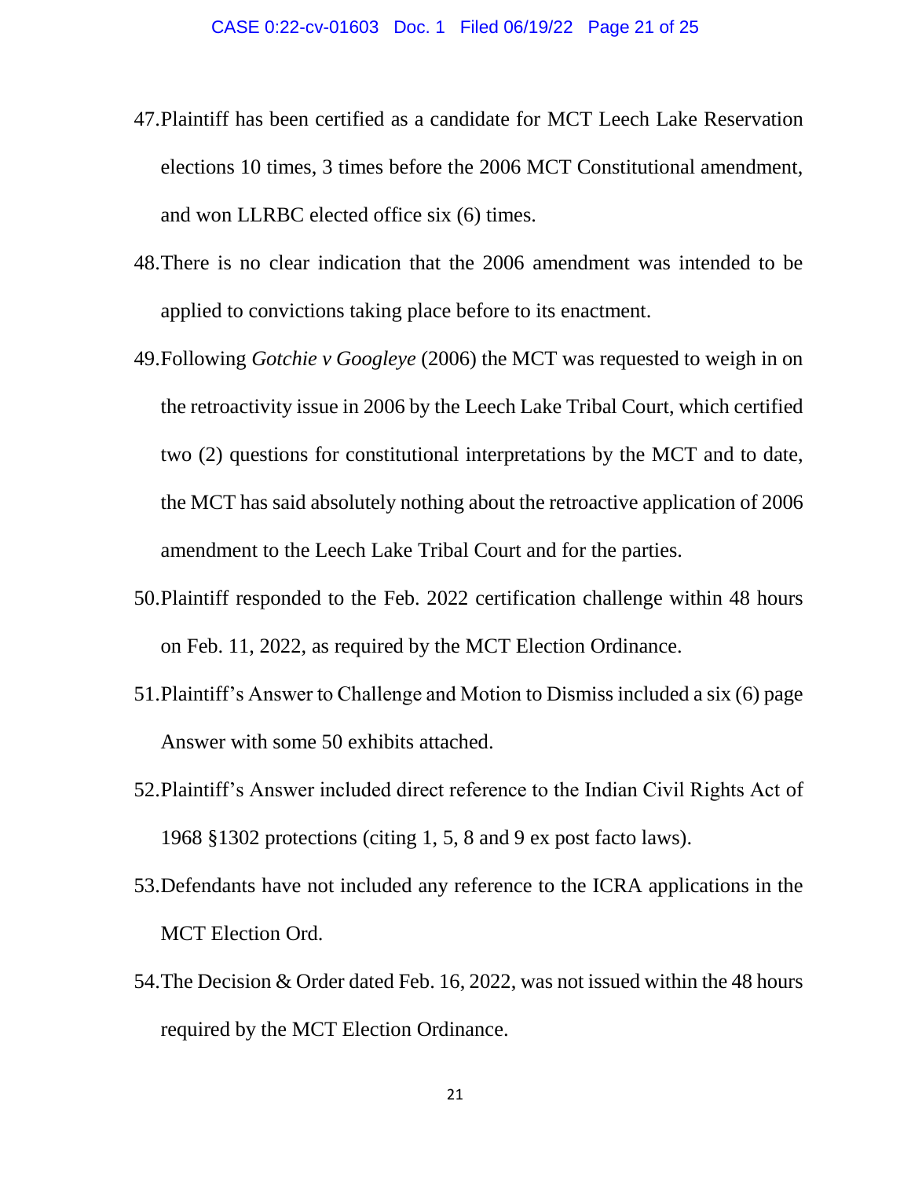47. Plaintiff has been certified as a candidate for MCT Leech Lake Reservation elections 10 times, 3 times before the 2006 MCT Constitutional amendment, and won LLRBC elected office six (6) times.

48. There is no clear indication that the 2006 amendment was intended to be applied to convictions taking place before to its enactment.

49. Following *Gotchie v Googleye* (2006) the MCT was requested to weigh in on the retroactivity issue in 2006 by the Leech Lake Tribal Court, which certified two (2) questions for constitutional interpretations by the MCT and to date, the MCT has said absolutely nothing about the retroactive application of 2006 amendment to the Leech Lake Tribal Court and for the parties.

50. Plaintiff responded to the Feb. 2022 certification challenge within 48 hours on Feb. 11, 2022, as required by the MCT Election Ordinance.

51. Plaintiff's Answer to Challenge and Motion to Dismiss included a six (6) page Answer with some 50 exhibits attached.

52. Plaintiff's Answer included direct reference to the Indian Civil Rights Act of 1968 §1302 protections (citing 1, 5, 8 and 9 ex post facto laws).

53. Defendants have not included any reference to the ICRA applications in the MCT Election Ord.

54. The Decision & Order dated Feb. 16, 2022, was not issued within the 48 hours required by the MCT Election Ordinance.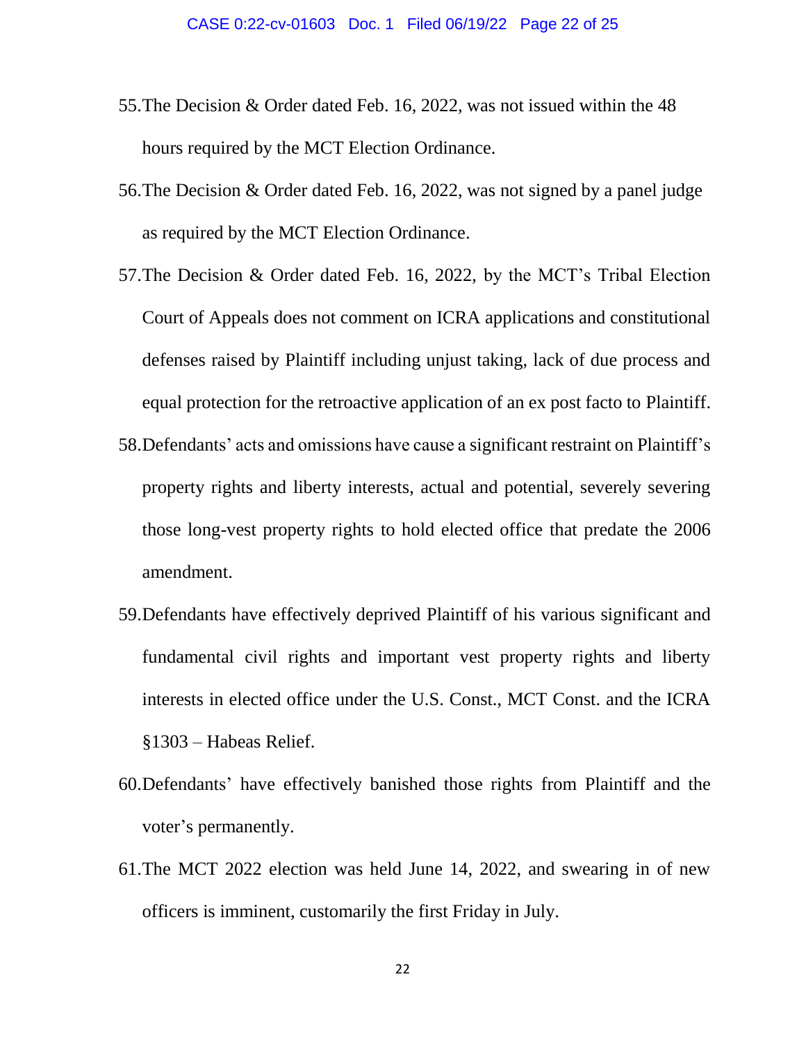55. The Decision & Order dated Feb. 16, 2022, was not issued within the 48 hours required by the MCT Election Ordinance.

56. The Decision & Order dated Feb. 16, 2022, was not signed by a panel judge as required by the MCT Election Ordinance.

57. The Decision & Order dated Feb. 16, 2022, by the MCT's Tribal Election Court of Appeals does not comment on ICRA applications and constitutional defenses raised by Plaintiff including unjust taking, lack of due process and equal protection for the retroactive application of an ex post facto to Plaintiff.

58. Defendants' acts and omissions have cause a significant restraint on Plaintiff's property rights and liberty interests, actual and potential, severely severing those long-vest property rights to hold elected office that predate the 2006 amendment.

59. Defendants have effectively deprived Plaintiff of his various significant and fundamental civil rights and important vest property rights and liberty interests in elected office under the U.S. Const., MCT Const. and the ICRA §1303 – Habeas Relief.

60. Defendants' have effectively banished those rights from Plaintiff and the voter's permanently.

61. The MCT 2022 election was held June 14, 2022, and swearing in of new officers is imminent, customarily the first Friday in July.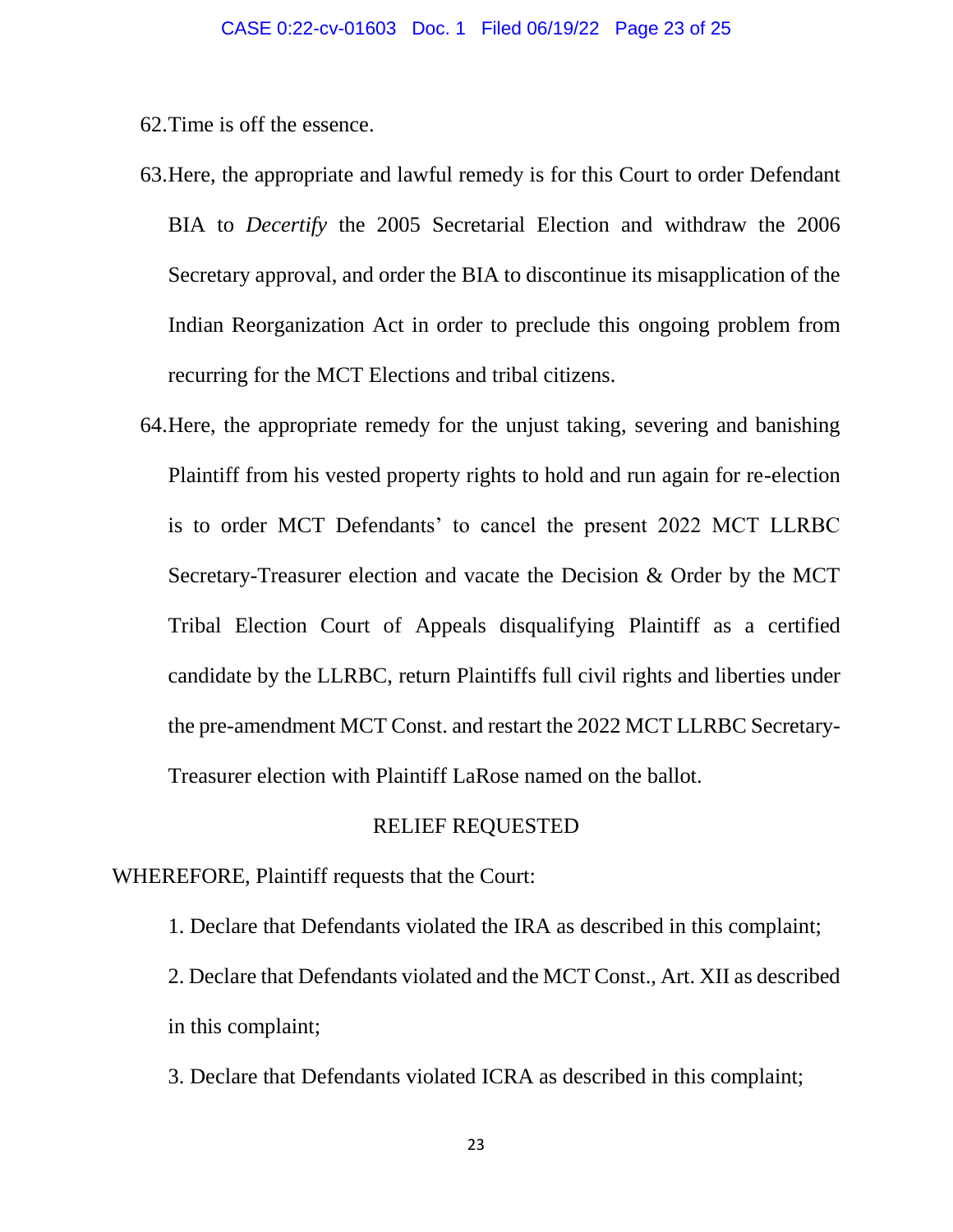62. Time is off the essence.

63. Here, the appropriate and lawful remedy is for this Court to order Defendant BIA to *Decertify* the 2005 Secretarial Election and withdraw the 2006 Secretary approval, and order the BIA to discontinue its misapplication of the Indian Reorganization Act in order to preclude this ongoing problem from recurring for the MCT Elections and tribal citizens.

64. Here, the appropriate remedy for the unjust taking, severing and banishing Plaintiff from his vested property rights to hold and run again for re-election is to order MCT Defendants' to cancel the present 2022 MCT LLRBC Secretary-Treasurer election and vacate the Decision & Order by the MCT Tribal Election Court of Appeals disqualifying Plaintiff as a certified candidate by the LLRBC, return Plaintiffs full civil rights and liberties under the pre-amendment MCT Const. and restart the 2022 MCT LLRBC Secretary-Treasurer election with Plaintiff LaRose named on the ballot.

## RELIEF REQUESTED

WHEREFORE, Plaintiff requests that the Court:

1. Declare that Defendants violated the IRA as described in this complaint;
2. Declare that Defendants violated and the MCT Const., Art. XII as described in this complaint;
3. Declare that Defendants violated ICRA as described in this complaint;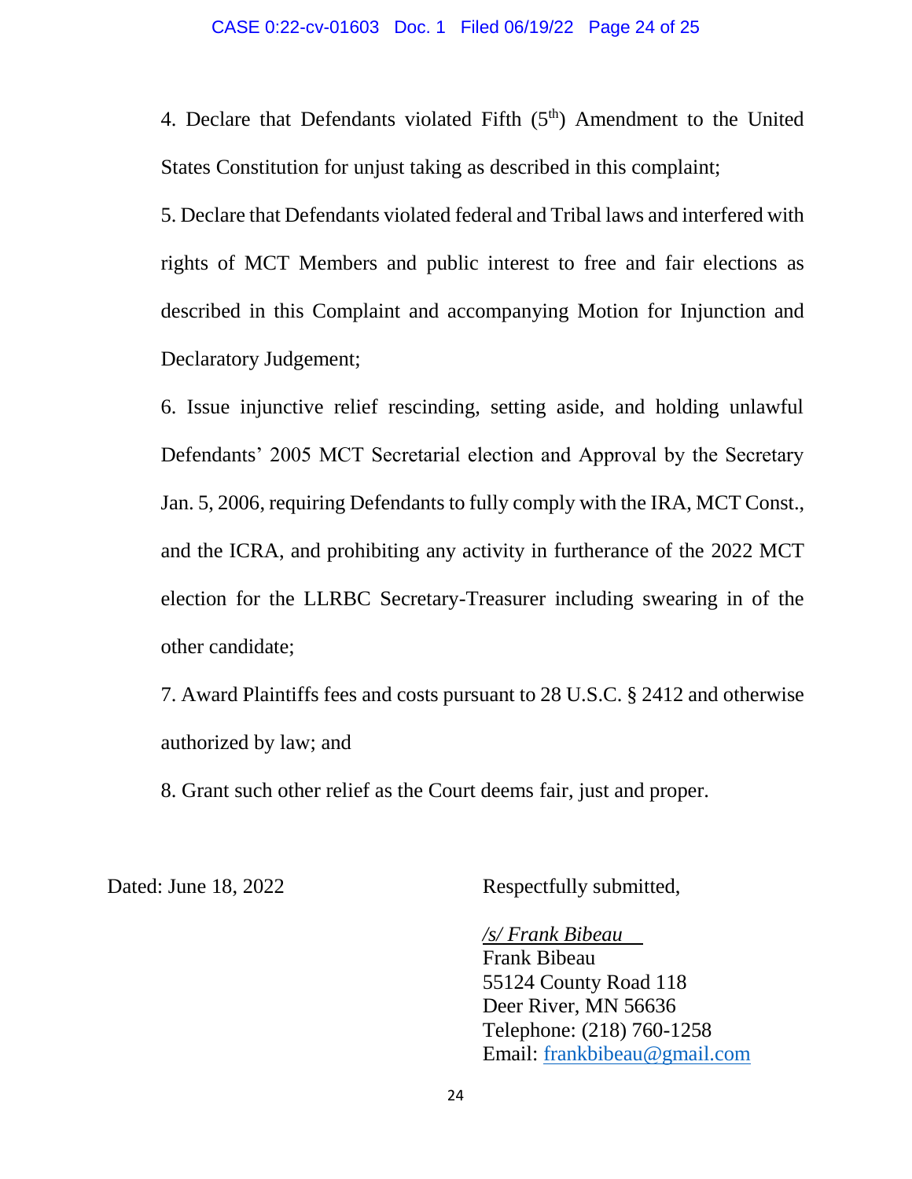4. Declare that Defendants violated Fifth (5th) Amendment to the United States Constitution for unjust taking as described in this complaint;

5. Declare that Defendants violated federal and Tribal laws and interfered with rights of MCT Members and public interest to free and fair elections as described in this Complaint and accompanying Motion for Injunction and Declaratory Judgement;

6. Issue injunctive relief rescinding, setting aside, and holding unlawful Defendants' 2005 MCT Secretarial election and Approval by the Secretary Jan. 5, 2006, requiring Defendants to fully comply with the IRA, MCT Const., and the ICRA, and prohibiting any activity in furtherance of the 2022 MCT election for the LLRBC Secretary-Treasurer including swearing in of the other candidate;

7. Award Plaintiffs fees and costs pursuant to 28 U.S.C. § 2412 and otherwise authorized by law; and

8. Grant such other relief as the Court deems fair, just and proper.

Dated: June 18, 2022

Respectfully submitted,

*/s/ Frank Bibeau*
Frank Bibeau
55124 County Road 118
Deer River, MN 56636
Telephone: (218) 760-1258
Email: frankbibeau@gmail.com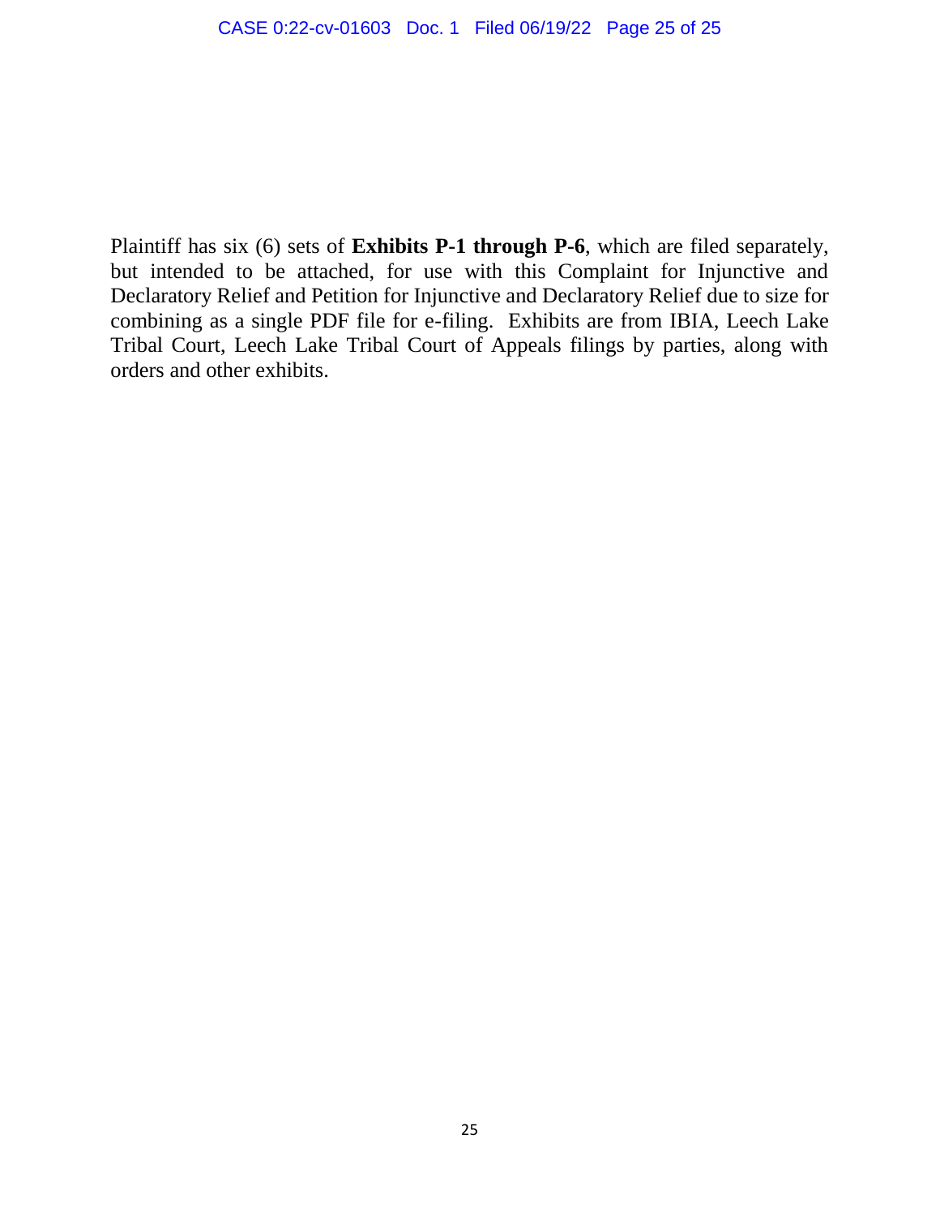Plaintiff has six (6) sets of **Exhibits P-1 through P-6**, which are filed separately, but intended to be attached, for use with this Complaint for Injunctive and Declaratory Relief and Petition for Injunctive and Declaratory Relief due to size for combining as a single PDF file for e-filing. Exhibits are from IBIA, Leech Lake Tribal Court, Leech Lake Tribal Court of Appeals filings by parties, along with orders and other exhibits.